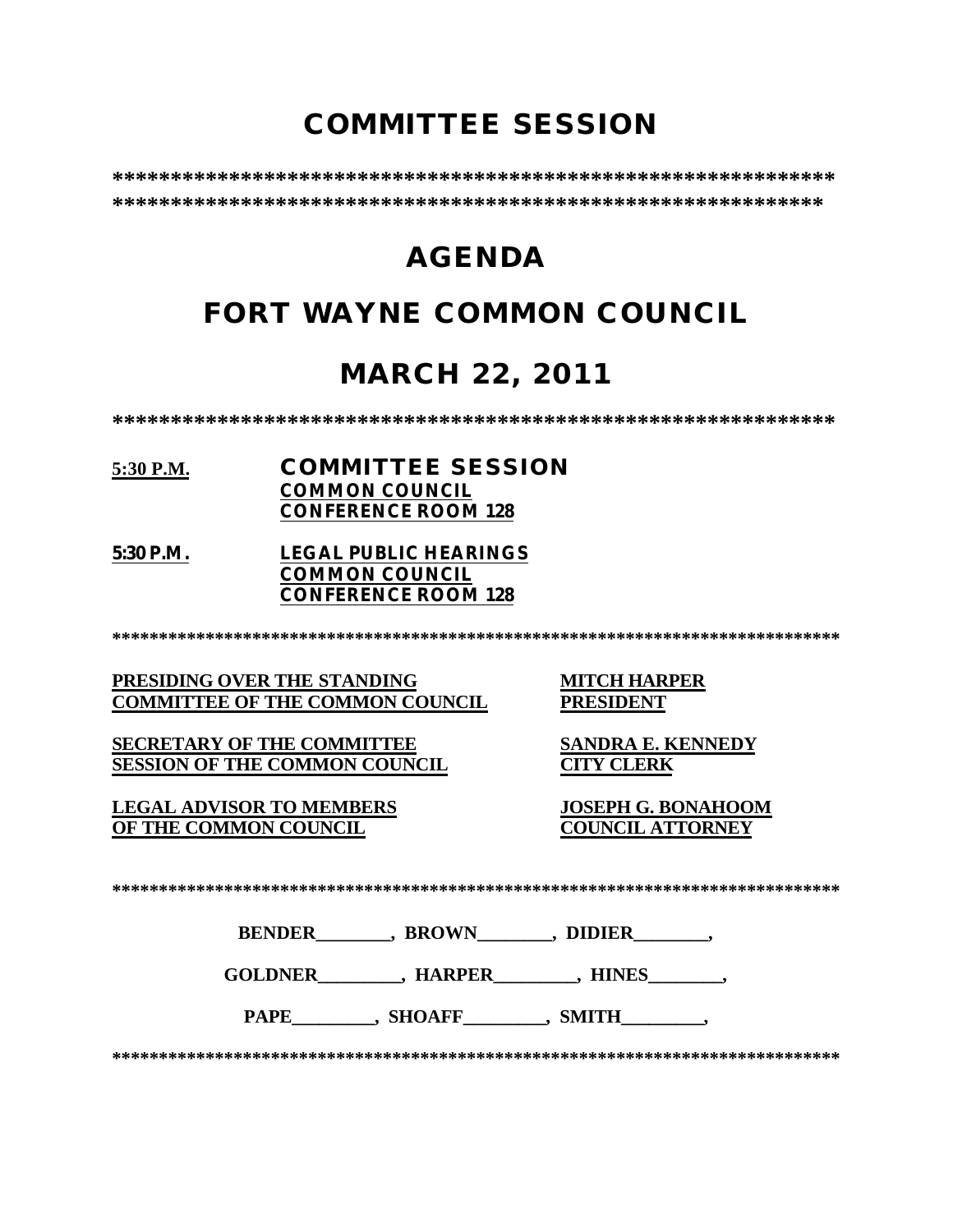# COMMITTEE SESSION

****************************************************************
***************************************************************

# AGENDA

# FORT WAYNE COMMON COUNCIL

# MARCH 22, 2011

****************************************************************

**5:30 P.M.** **COMMITTEE SESSION**
**COMMON COUNCIL**
**CONFERENCE ROOM 128**

**5:30 P.M.** **LEGAL PUBLIC HEARINGS**
**COMMON COUNCIL**
**CONFERENCE ROOM 128**

********************************************************************************

**PRESIDING OVER THE STANDING COMMITTEE OF THE COMMON COUNCIL** — **MITCH HARPER, PRESIDENT**

**SECRETARY OF THE COMMITTEE SESSION OF THE COMMON COUNCIL** — **SANDRA E. KENNEDY, CITY CLERK**

**LEGAL ADVISOR TO MEMBERS OF THE COMMON COUNCIL** — **JOSEPH G. BONAHOOM, COUNCIL ATTORNEY**

********************************************************************************

**BENDER________, BROWN________, DIDIER________,**

**GOLDNER_________, HARPER_________, HINES________,**

**PAPE_________, SHOAFF_________, SMITH_________,**

********************************************************************************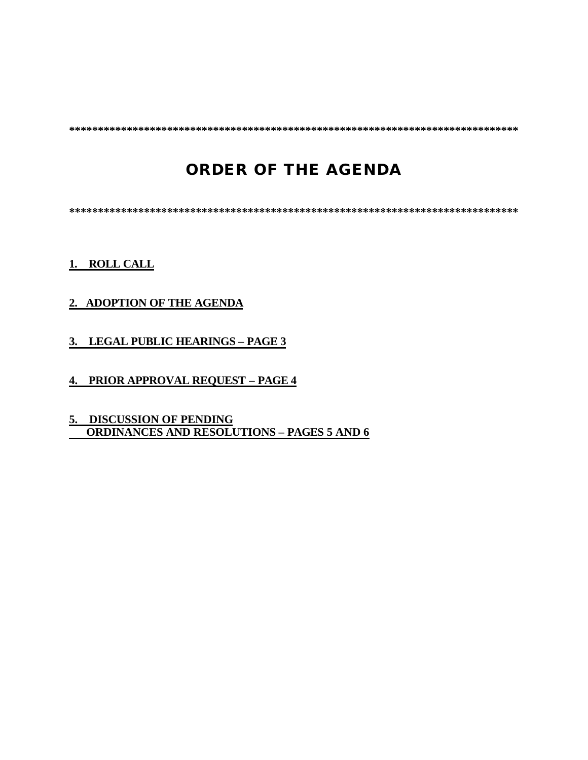**********************************************************************************

# ORDER OF THE AGENDA

**********************************************************************************

**1. ROLL CALL**

**2. ADOPTION OF THE AGENDA**

**3. LEGAL PUBLIC HEARINGS – PAGE 3**

**4. PRIOR APPROVAL REQUEST – PAGE 4**

**5. DISCUSSION OF PENDING ORDINANCES AND RESOLUTIONS – PAGES 5 AND 6**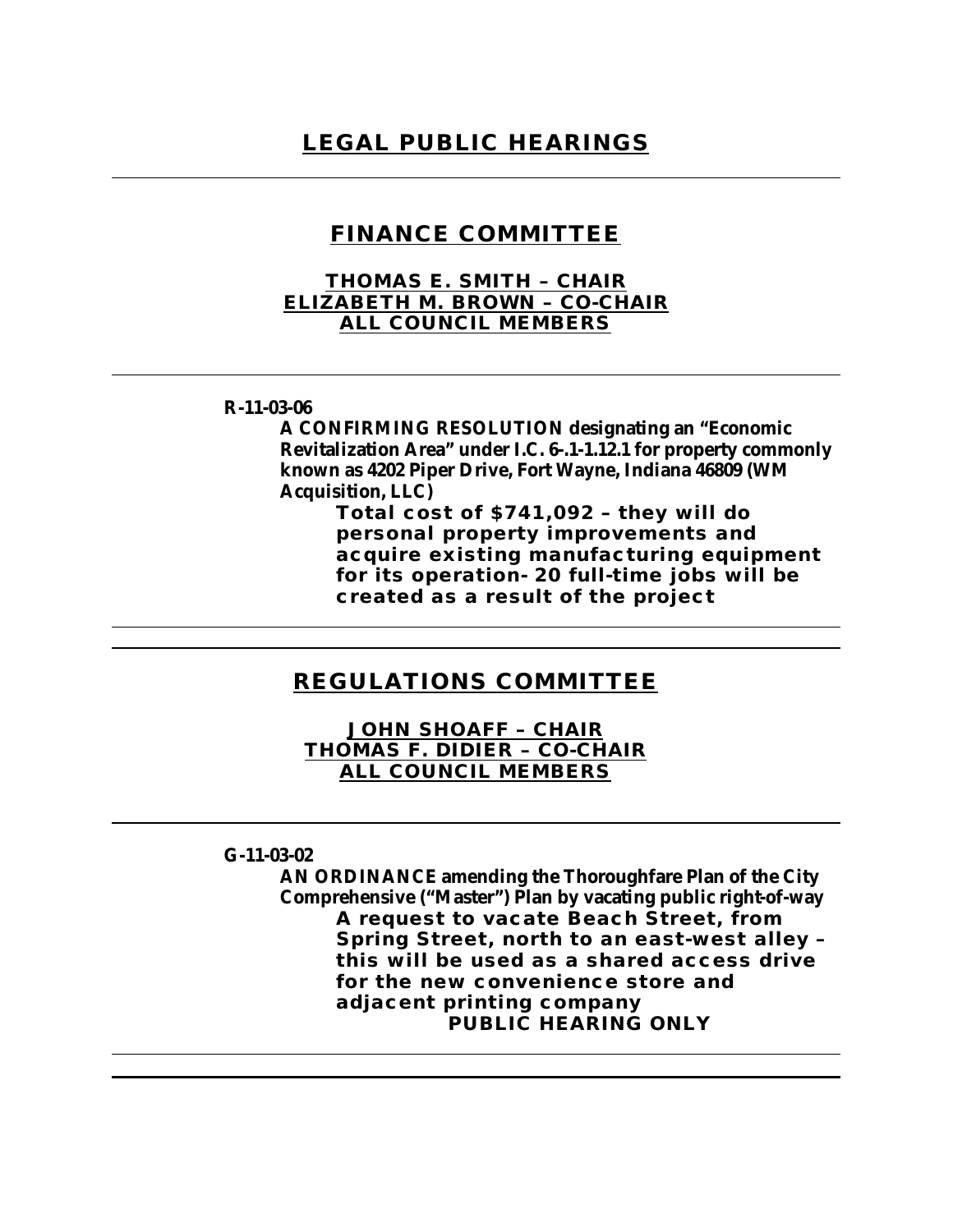# LEGAL PUBLIC HEARINGS

---

## FINANCE COMMITTEE

**THOMAS E. SMITH – CHAIR**
**ELIZABETH M. BROWN – CO-CHAIR**
**ALL COUNCIL MEMBERS**

---

**R-11-03-06**

**A CONFIRMING RESOLUTION designating an "Economic Revitalization Area" under I.C. 6-.1-1.12.1 for property commonly known as 4202 Piper Drive, Fort Wayne, Indiana 46809 (WM Acquisition, LLC)**

**Total cost of $741,092 – they will do personal property improvements and acquire existing manufacturing equipment for its operation- 20 full-time jobs will be created as a result of the project**

---

## REGULATIONS COMMITTEE

**JOHN SHOAFF – CHAIR**
**THOMAS F. DIDIER – CO-CHAIR**
**ALL COUNCIL MEMBERS**

---

**G-11-03-02**

**AN ORDINANCE amending the Thoroughfare Plan of the City Comprehensive ("Master") Plan by vacating public right-of-way**

**A request to vacate Beach Street, from Spring Street, north to an east-west alley – this will be used as a shared access drive for the new convenience store and adjacent printing company**

**PUBLIC HEARING ONLY**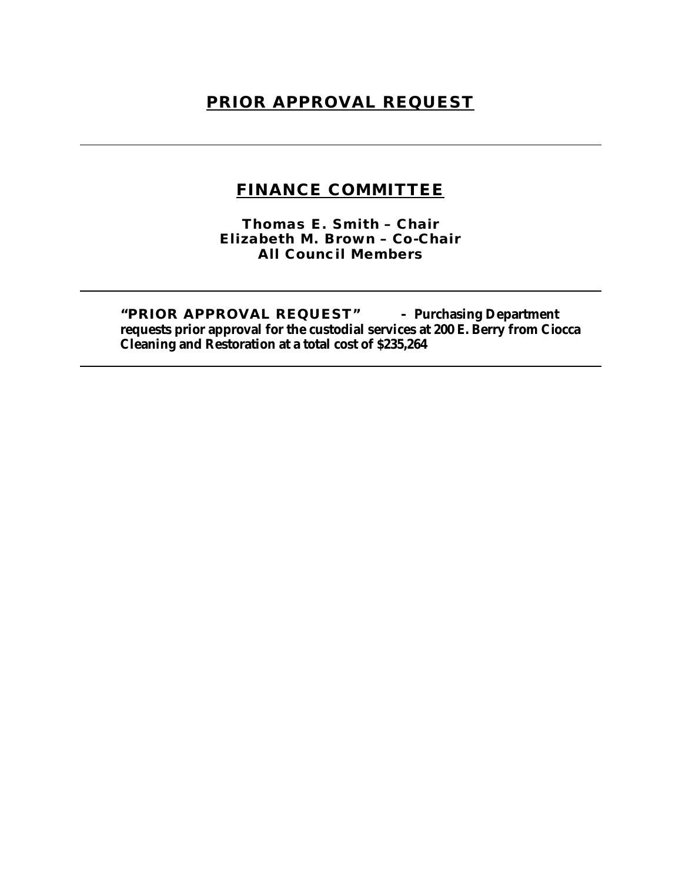# PRIOR APPROVAL REQUEST

---

## FINANCE COMMITTEE

**Thomas E. Smith – Chair**
**Elizabeth M. Brown – Co-Chair**
**All Council Members**

---

**"PRIOR APPROVAL REQUEST" - Purchasing Department requests prior approval for the custodial services at 200 E. Berry from Ciocca Cleaning and Restoration at a total cost of $235,264**

---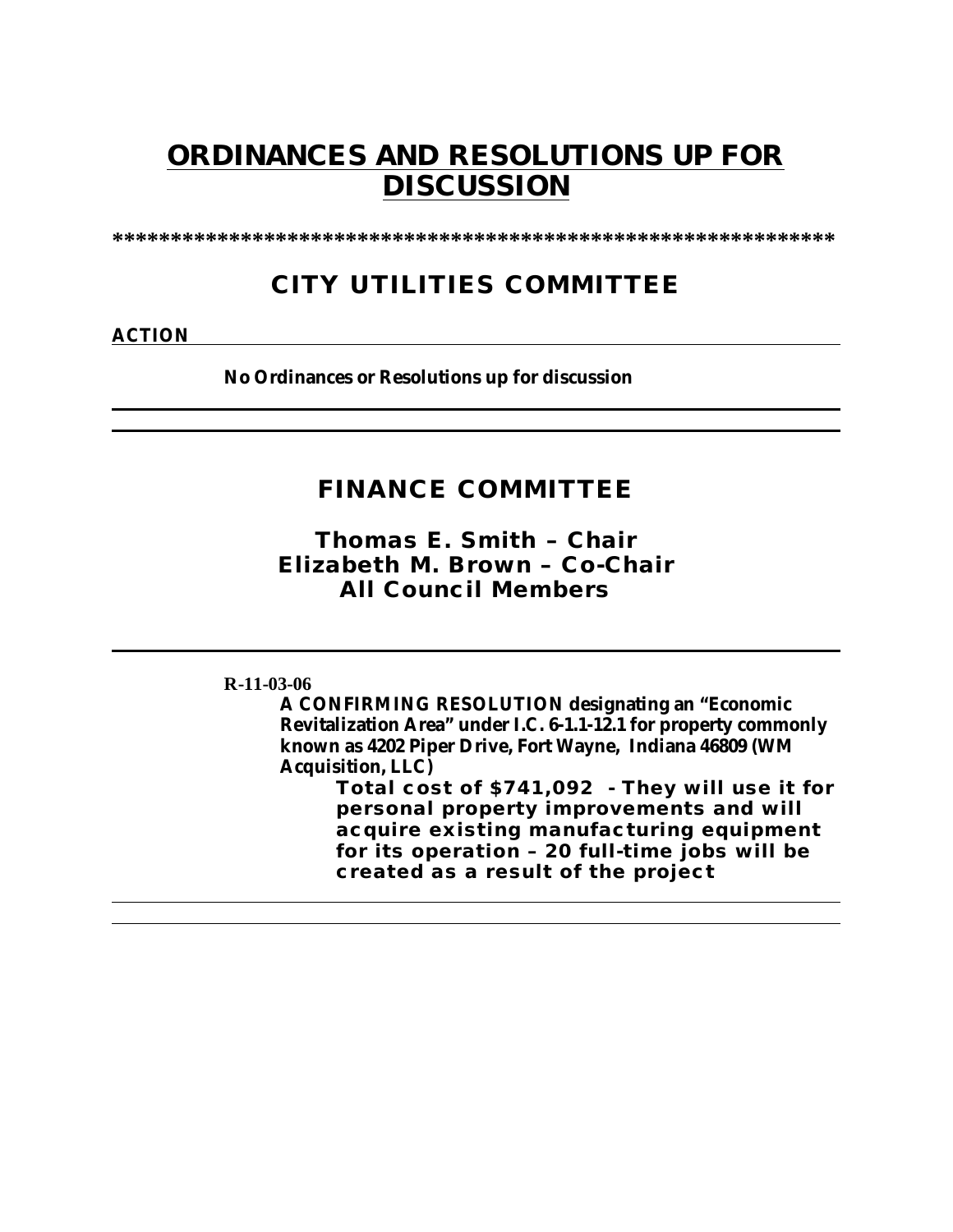# ORDINANCES AND RESOLUTIONS UP FOR DISCUSSION

*****************************************************************

## CITY UTILITIES COMMITTEE

**ACTION**

**No Ordinances or Resolutions up for discussion**

---

---

## FINANCE COMMITTEE

### Thomas E. Smith – Chair
### Elizabeth M. Brown – Co-Chair
### All Council Members

---

**R-11-03-06**

**A CONFIRMING RESOLUTION designating an "Economic Revitalization Area" under I.C. 6-1.1-12.1 for property commonly known as 4202 Piper Drive, Fort Wayne, Indiana 46809 (WM Acquisition, LLC)**

**Total cost of $741,092 - They will use it for personal property improvements and will acquire existing manufacturing equipment for its operation – 20 full-time jobs will be created as a result of the project**

---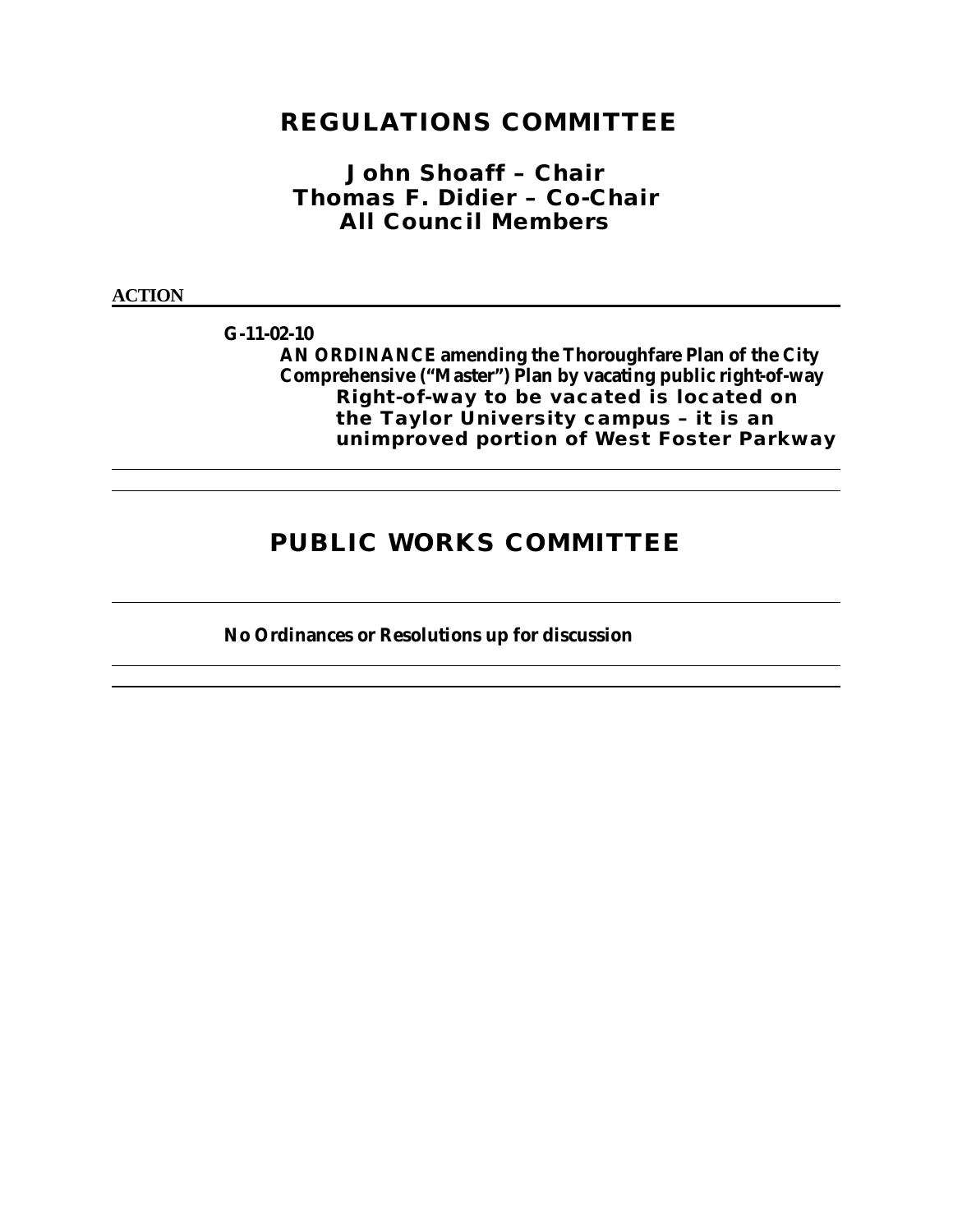# REGULATIONS COMMITTEE

## John Shoaff – Chair
## Thomas F. Didier – Co-Chair
## All Council Members

**ACTION**

---

**G-11-02-10**

**AN ORDINANCE amending the Thoroughfare Plan of the City Comprehensive ("Master") Plan by vacating public right-of-way**

**Right-of-way to be vacated is located on the Taylor University campus – it is an unimproved portion of West Foster Parkway**

---

# PUBLIC WORKS COMMITTEE

---

**No Ordinances or Resolutions up for discussion**

---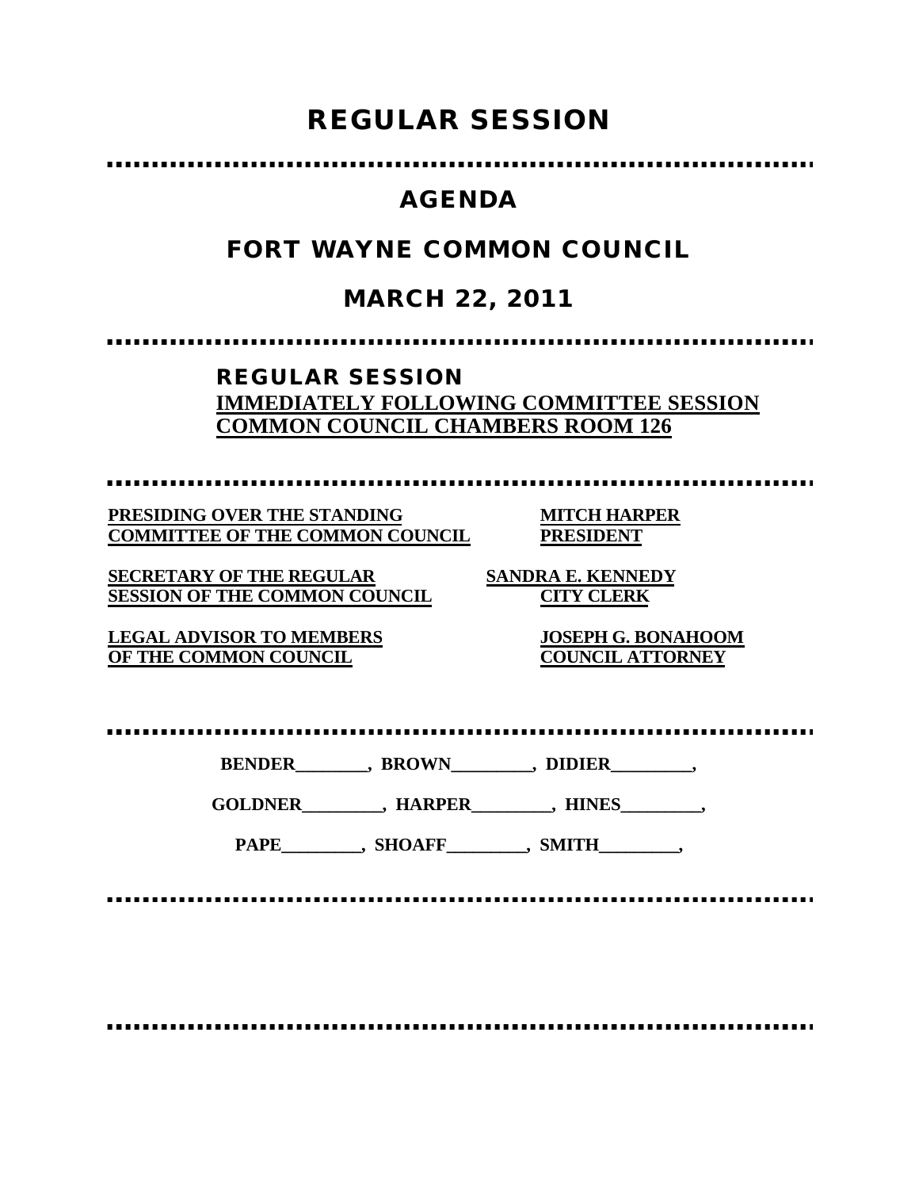# REGULAR SESSION

---

## AGENDA

## FORT WAYNE COMMON COUNCIL

## MARCH 22, 2011

---

**REGULAR SESSION**
**IMMEDIATELY FOLLOWING COMMITTEE SESSION**
**COMMON COUNCIL CHAMBERS ROOM 126**

---

| | |
|---|---|
| **PRESIDING OVER THE STANDING COMMITTEE OF THE COMMON COUNCIL** | **MITCH HARPER PRESIDENT** |
| **SECRETARY OF THE REGULAR SESSION OF THE COMMON COUNCIL** | **SANDRA E. KENNEDY CITY CLERK** |
| **LEGAL ADVISOR TO MEMBERS OF THE COMMON COUNCIL** | **JOSEPH G. BONAHOOM COUNCIL ATTORNEY** |

---

**BENDER________, BROWN_________, DIDIER_________,**

**GOLDNER_________, HARPER_________, HINES_________,**

**PAPE_________, SHOAFF_________, SMITH_________,**

---

---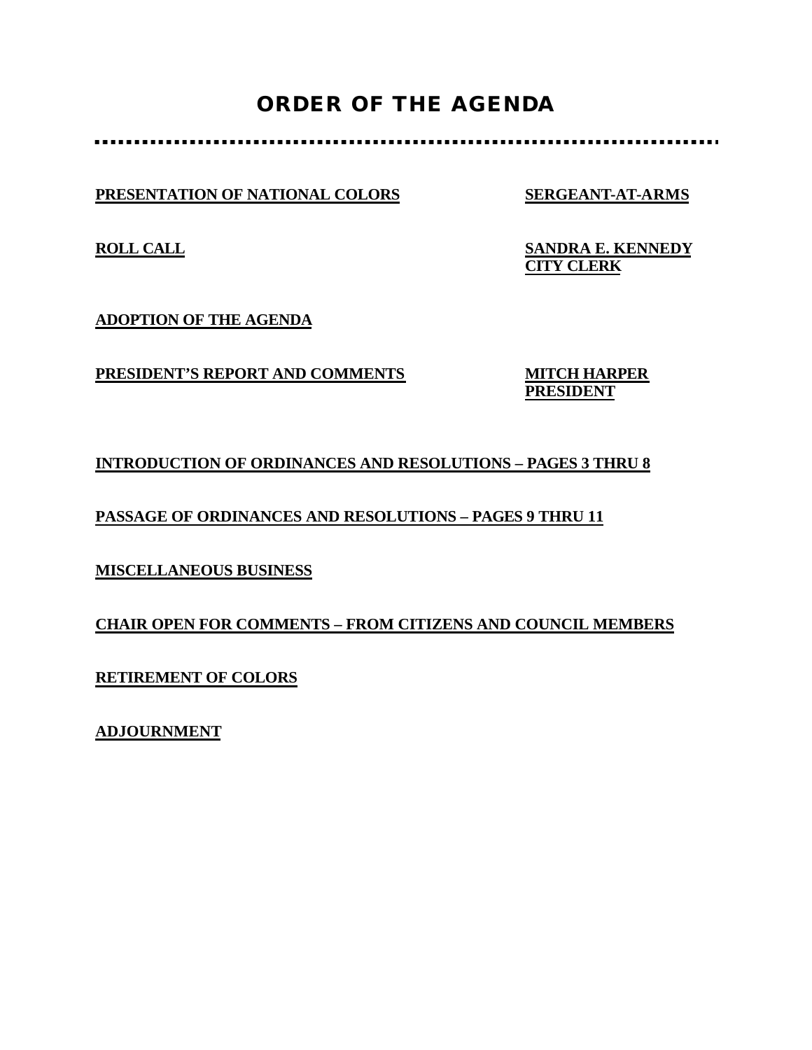# ORDER OF THE AGENDA

**PRESENTATION OF NATIONAL COLORS** — **SERGEANT-AT-ARMS**

**ROLL CALL** — **SANDRA E. KENNEDY, CITY CLERK**

**ADOPTION OF THE AGENDA**

**PRESIDENT'S REPORT AND COMMENTS** — **MITCH HARPER, PRESIDENT**

**INTRODUCTION OF ORDINANCES AND RESOLUTIONS – PAGES 3 THRU 8**

**PASSAGE OF ORDINANCES AND RESOLUTIONS – PAGES 9 THRU 11**

**MISCELLANEOUS BUSINESS**

**CHAIR OPEN FOR COMMENTS – FROM CITIZENS AND COUNCIL MEMBERS**

**RETIREMENT OF COLORS**

**ADJOURNMENT**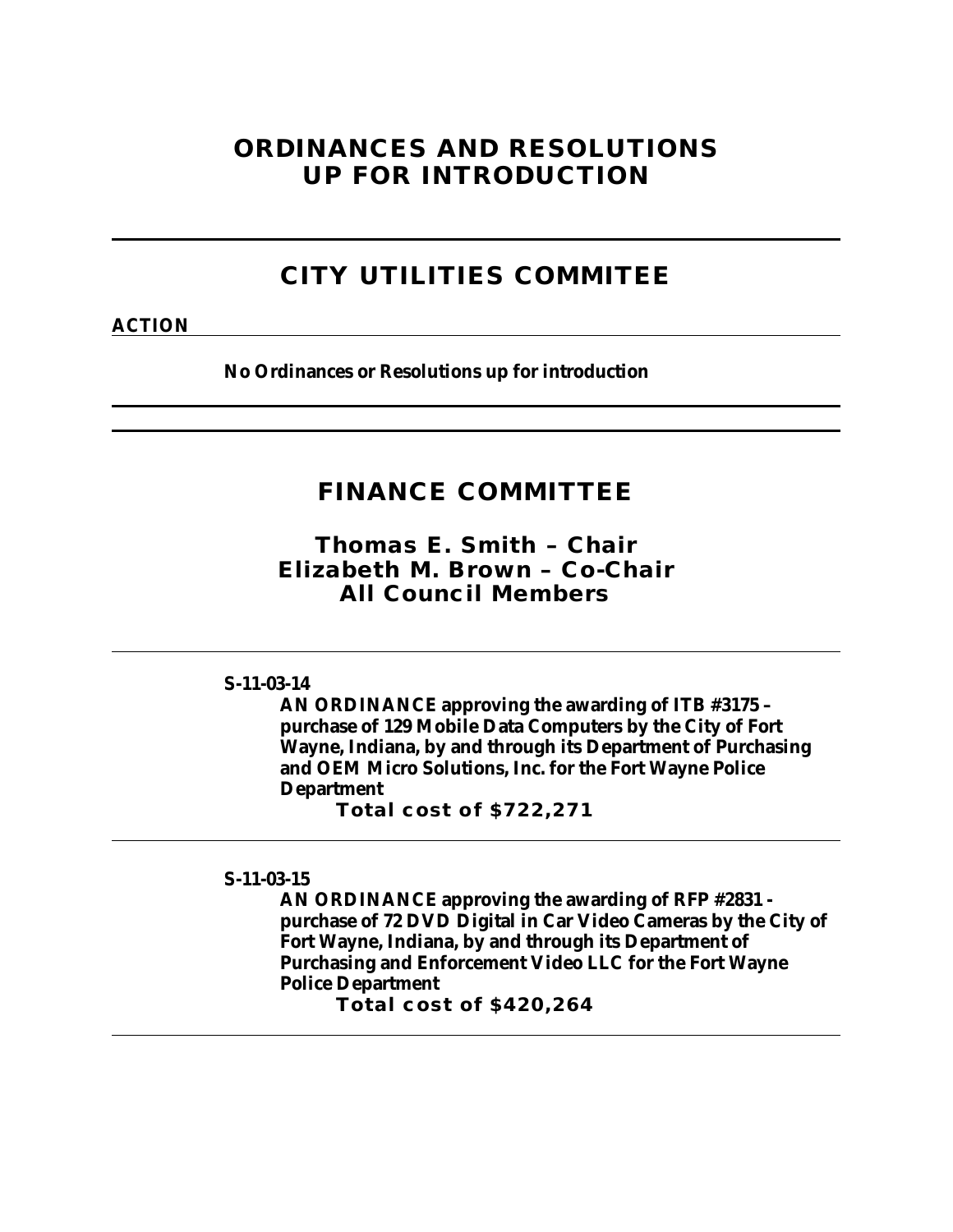# ORDINANCES AND RESOLUTIONS UP FOR INTRODUCTION

---

## CITY UTILITIES COMMITEE

**ACTION**

---

**No Ordinances or Resolutions up for introduction**

---

---

## FINANCE COMMITTEE

### Thomas E. Smith – Chair
### Elizabeth M. Brown – Co-Chair
### All Council Members

---

**S-11-03-14**

**AN ORDINANCE approving the awarding of ITB #3175 – purchase of 129 Mobile Data Computers by the City of Fort Wayne, Indiana, by and through its Department of Purchasing and OEM Micro Solutions, Inc. for the Fort Wayne Police Department**

**Total cost of $722,271**

---

**S-11-03-15**

**AN ORDINANCE approving the awarding of RFP #2831 - purchase of 72 DVD Digital in Car Video Cameras by the City of Fort Wayne, Indiana, by and through its Department of Purchasing and Enforcement Video LLC for the Fort Wayne Police Department**

**Total cost of $420,264**

---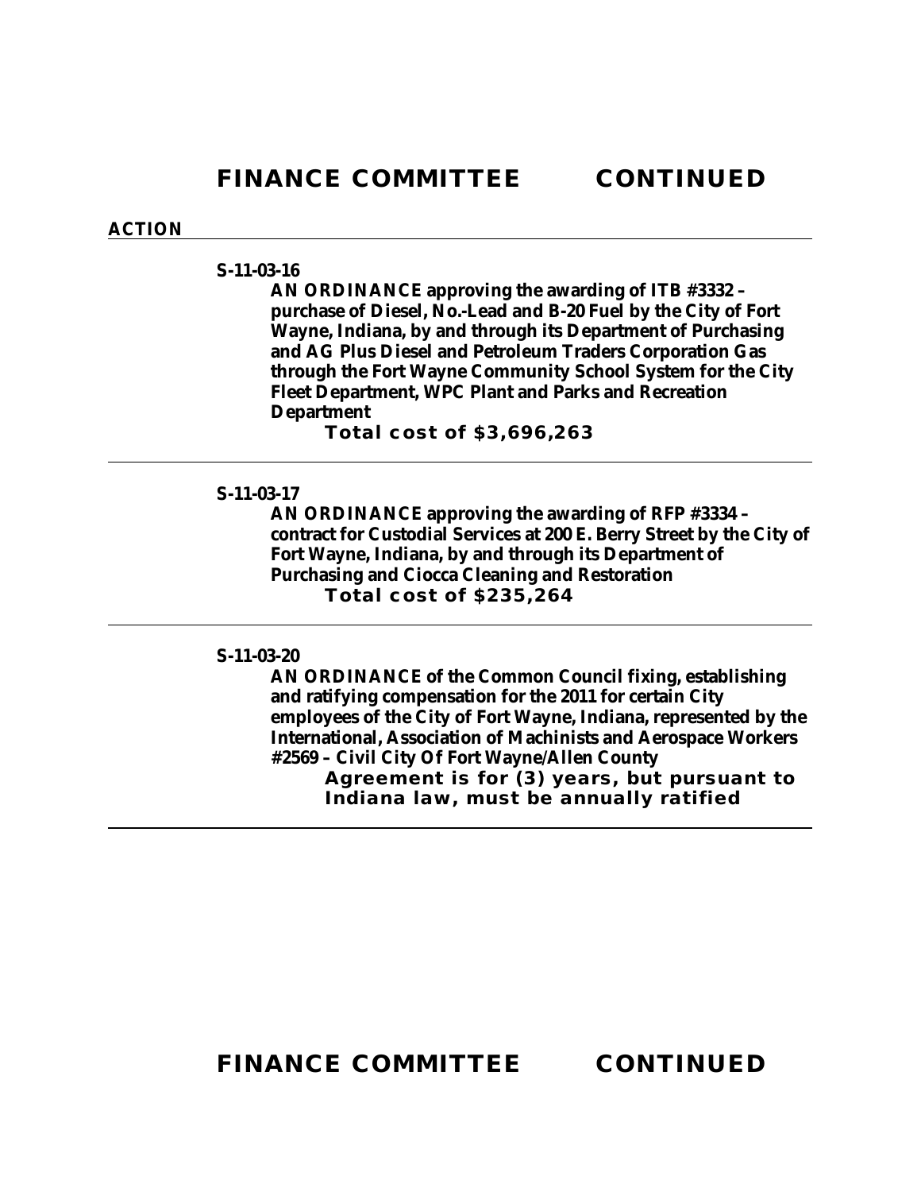# FINANCE COMMITTEE CONTINUED

**ACTION**

---

**S-11-03-16**

**AN ORDINANCE approving the awarding of ITB #3332 – purchase of Diesel, No.-Lead and B-20 Fuel by the City of Fort Wayne, Indiana, by and through its Department of Purchasing and AG Plus Diesel and Petroleum Traders Corporation Gas through the Fort Wayne Community School System for the City Fleet Department, WPC Plant and Parks and Recreation Department**

**Total cost of $3,696,263**

---

**S-11-03-17**

**AN ORDINANCE approving the awarding of RFP #3334 – contract for Custodial Services at 200 E. Berry Street by the City of Fort Wayne, Indiana, by and through its Department of Purchasing and Ciocca Cleaning and Restoration**

**Total cost of $235,264**

---

**S-11-03-20**

**AN ORDINANCE of the Common Council fixing, establishing and ratifying compensation for the 2011 for certain City employees of the City of Fort Wayne, Indiana, represented by the International, Association of Machinists and Aerospace Workers #2569 – Civil City Of Fort Wayne/Allen County**

**Agreement is for (3) years, but pursuant to Indiana law, must be annually ratified**

---

# FINANCE COMMITTEE CONTINUED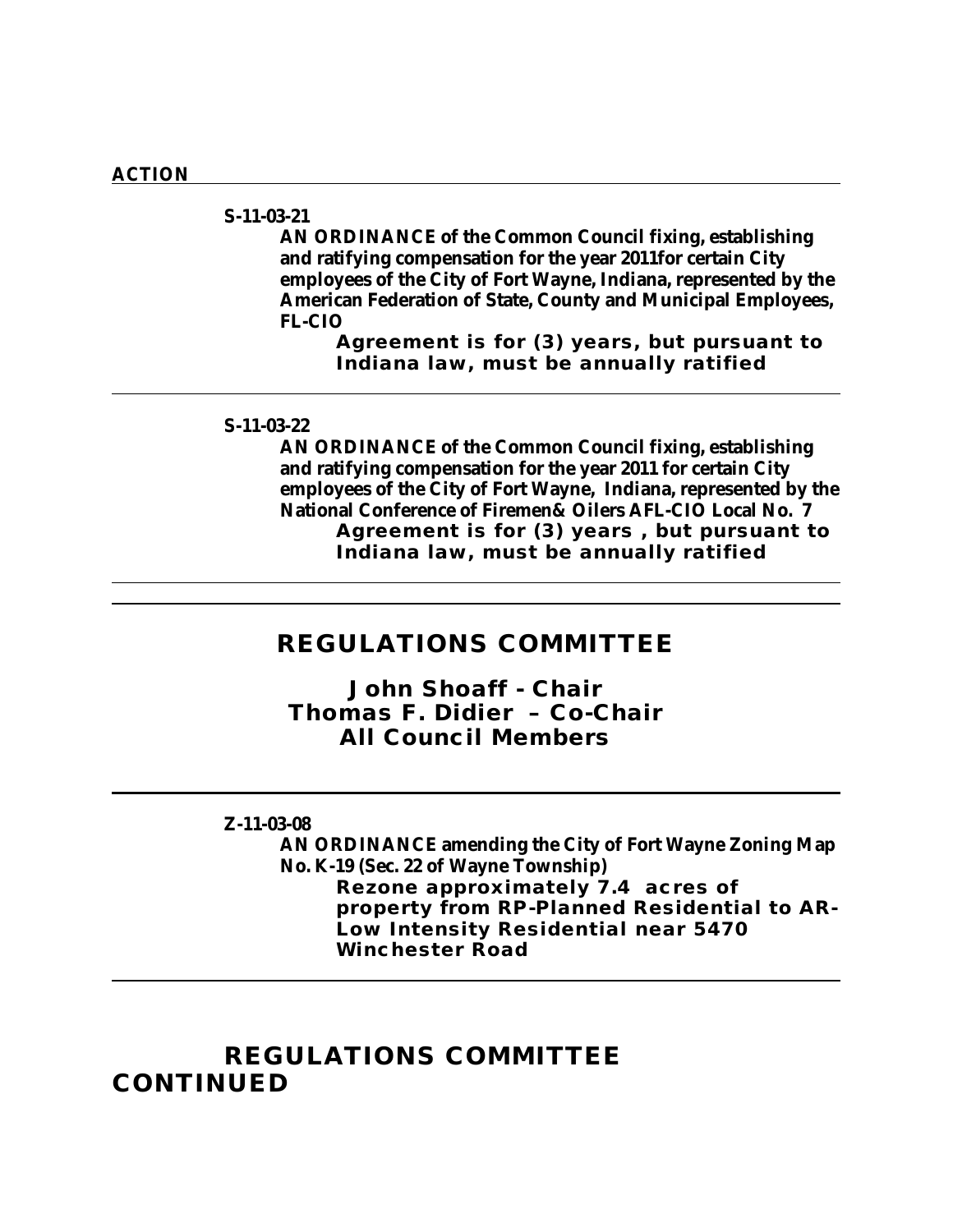**ACTION**

---

**S-11-03-21**

**AN ORDINANCE of the Common Council fixing, establishing and ratifying compensation for the year 2011for certain City employees of the City of Fort Wayne, Indiana, represented by the American Federation of State, County and Municipal Employees, FL-CIO**

**Agreement is for (3) years, but pursuant to Indiana law, must be annually ratified**

---

**S-11-03-22**

**AN ORDINANCE of the Common Council fixing, establishing and ratifying compensation for the year 2011 for certain City employees of the City of Fort Wayne, Indiana, represented by the National Conference of Firemen& Oilers AFL-CIO Local No. 7**

**Agreement is for (3) years , but pursuant to Indiana law, must be annually ratified**

---

## REGULATIONS COMMITTEE

**John Shoaff - Chair**
**Thomas F. Didier – Co-Chair**
**All Council Members**

---

**Z-11-03-08**

**AN ORDINANCE amending the City of Fort Wayne Zoning Map No. K-19 (Sec. 22 of Wayne Township)**

**Rezone approximately 7.4 acres of property from RP-Planned Residential to AR-Low Intensity Residential near 5470 Winchester Road**

---

## REGULATIONS COMMITTEE CONTINUED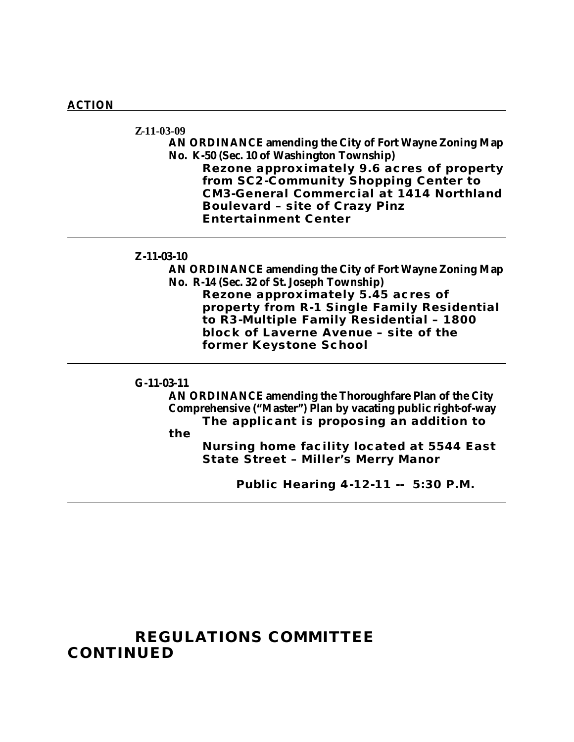**ACTION**

---

**Z-11-03-09**

**AN ORDINANCE amending the City of Fort Wayne Zoning Map No. K-50 (Sec. 10 of Washington Township)**

**Rezone approximately 9.6 acres of property from SC2-Community Shopping Center to CM3-General Commercial at 1414 Northland Boulevard – site of Crazy Pinz Entertainment Center**

---

**Z-11-03-10**

**AN ORDINANCE amending the City of Fort Wayne Zoning Map No. R-14 (Sec. 32 of St. Joseph Township)**

**Rezone approximately 5.45 acres of property from R-1 Single Family Residential to R3-Multiple Family Residential – 1800 block of Laverne Avenue – site of the former Keystone School**

---

**G-11-03-11**

**AN ORDINANCE amending the Thoroughfare Plan of the City Comprehensive ("Master") Plan by vacating public right-of-way**

**The applicant is proposing an addition to the**

**Nursing home facility located at 5544 East State Street – Miller's Merry Manor**

**Public Hearing 4-12-11 -- 5:30 P.M.**

---

**REGULATIONS COMMITTEE CONTINUED**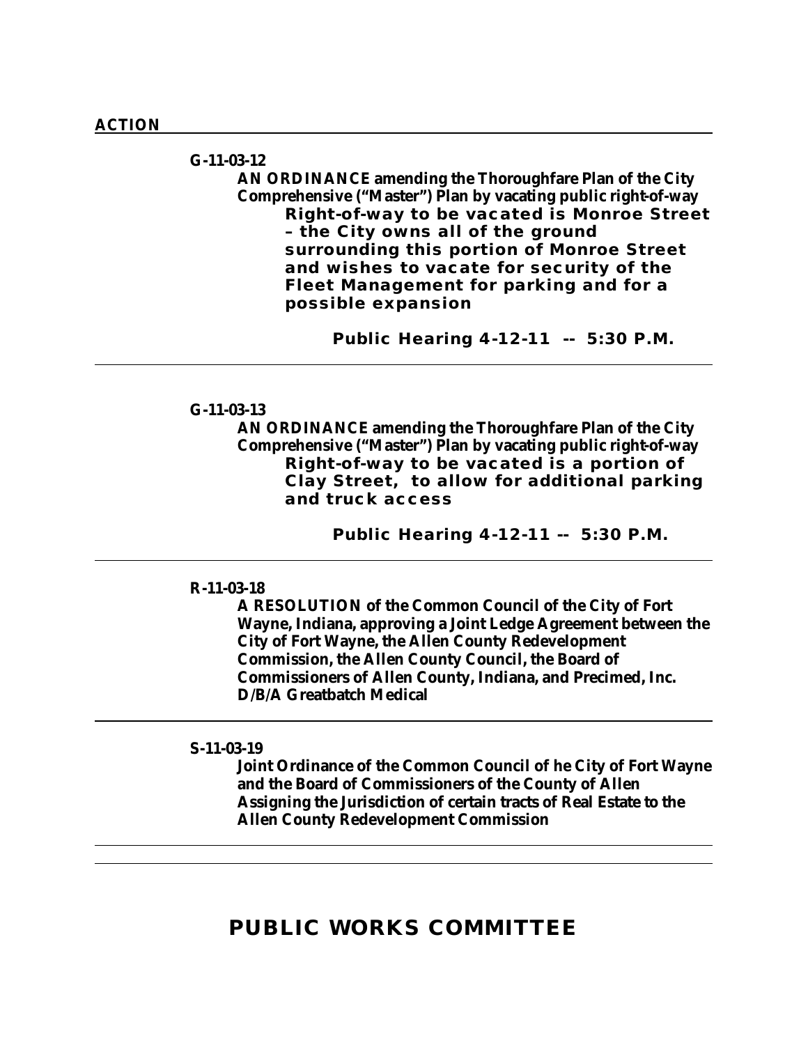**ACTION**

---

**G-11-03-12**

**AN ORDINANCE amending the Thoroughfare Plan of the City Comprehensive ("Master") Plan by vacating public right-of-way**

**Right-of-way to be vacated is Monroe Street – the City owns all of the ground surrounding this portion of Monroe Street and wishes to vacate for security of the Fleet Management for parking and for a possible expansion**

**Public Hearing 4-12-11 -- 5:30 P.M.**

---

**G-11-03-13**

**AN ORDINANCE amending the Thoroughfare Plan of the City Comprehensive ("Master") Plan by vacating public right-of-way**

**Right-of-way to be vacated is a portion of Clay Street, to allow for additional parking and truck access**

**Public Hearing 4-12-11 -- 5:30 P.M.**

---

**R-11-03-18**

**A RESOLUTION of the Common Council of the City of Fort Wayne, Indiana, approving a Joint Ledge Agreement between the City of Fort Wayne, the Allen County Redevelopment Commission, the Allen County Council, the Board of Commissioners of Allen County, Indiana, and Precimed, Inc. D/B/A Greatbatch Medical**

---

**S-11-03-19**

**Joint Ordinance of the Common Council of he City of Fort Wayne and the Board of Commissioners of the County of Allen Assigning the Jurisdiction of certain tracts of Real Estate to the Allen County Redevelopment Commission**

---

## PUBLIC WORKS COMMITTEE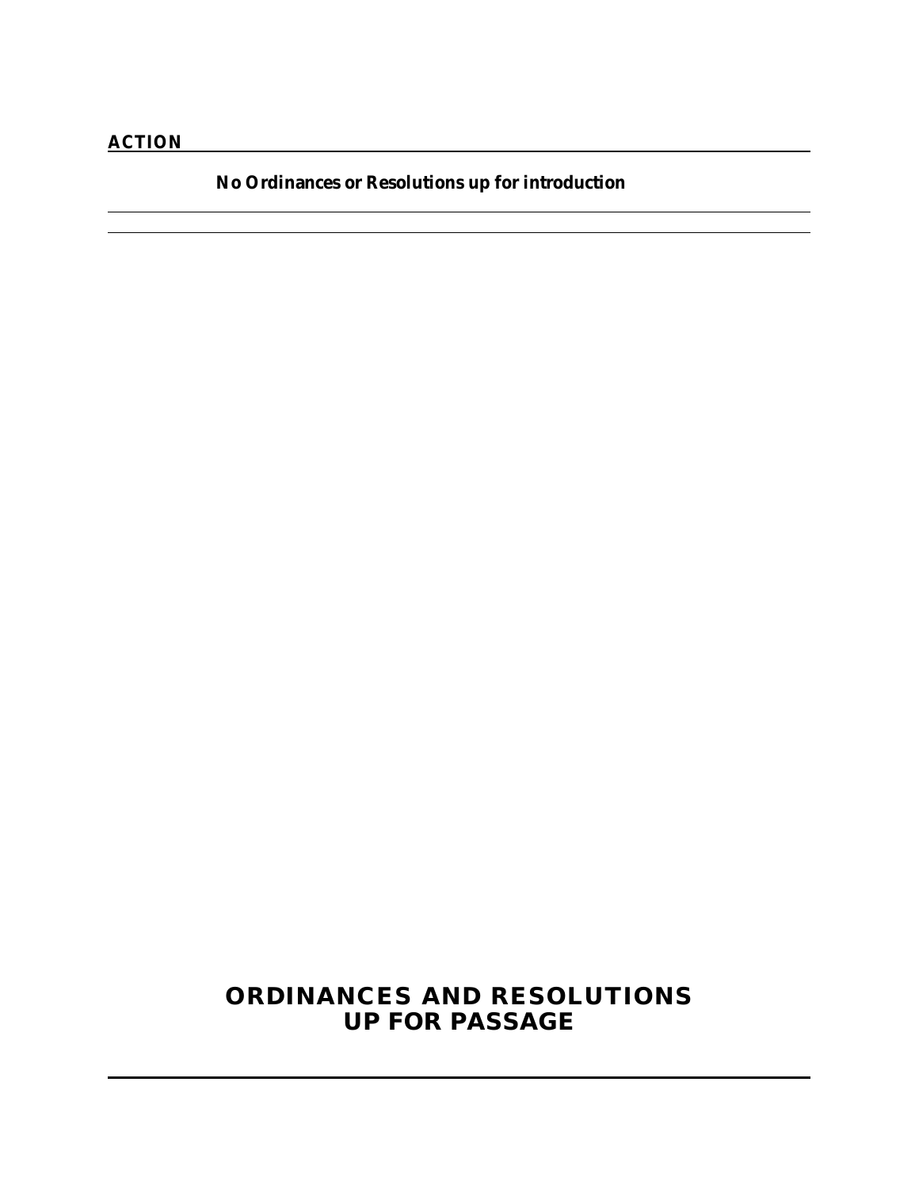**ACTION**

**No Ordinances or Resolutions up for introduction**

---

---

## ORDINANCES AND RESOLUTIONS
## UP FOR PASSAGE

---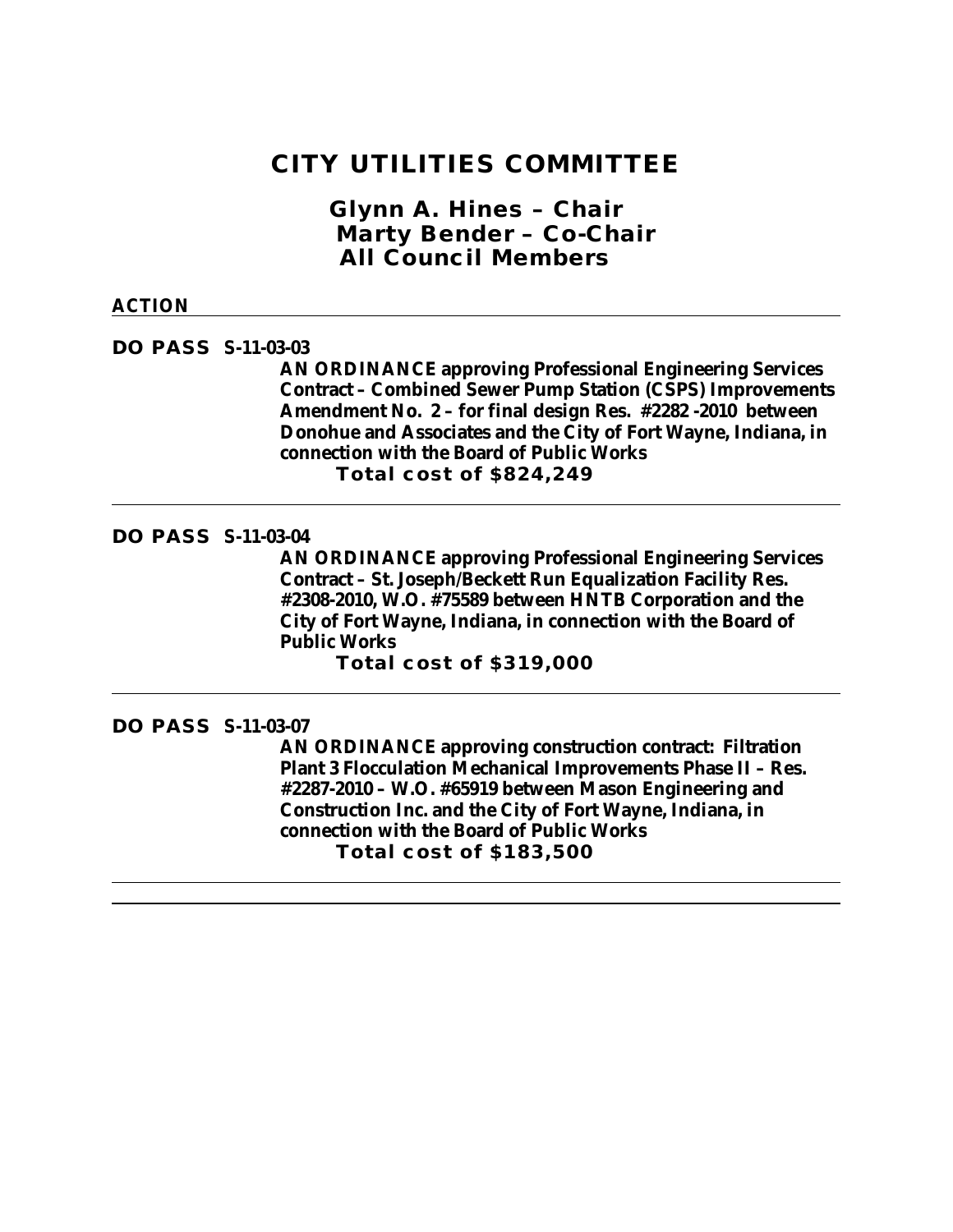# CITY UTILITIES COMMITTEE

## Glynn A. Hines – Chair
## Marty Bender – Co-Chair
## All Council Members

**ACTION**

---

**DO PASS S-11-03-03**

**AN ORDINANCE approving Professional Engineering Services Contract – Combined Sewer Pump Station (CSPS) Improvements Amendment No. 2 – for final design Res. #2282 -2010 between Donohue and Associates and the City of Fort Wayne, Indiana, in connection with the Board of Public Works**

**Total cost of $824,249**

---

**DO PASS S-11-03-04**

**AN ORDINANCE approving Professional Engineering Services Contract – St. Joseph/Beckett Run Equalization Facility Res. #2308-2010, W.O. #75589 between HNTB Corporation and the City of Fort Wayne, Indiana, in connection with the Board of Public Works**

**Total cost of $319,000**

---

**DO PASS S-11-03-07**

**AN ORDINANCE approving construction contract: Filtration Plant 3 Flocculation Mechanical Improvements Phase II – Res. #2287-2010 – W.O. #65919 between Mason Engineering and Construction Inc. and the City of Fort Wayne, Indiana, in connection with the Board of Public Works**

**Total cost of $183,500**

---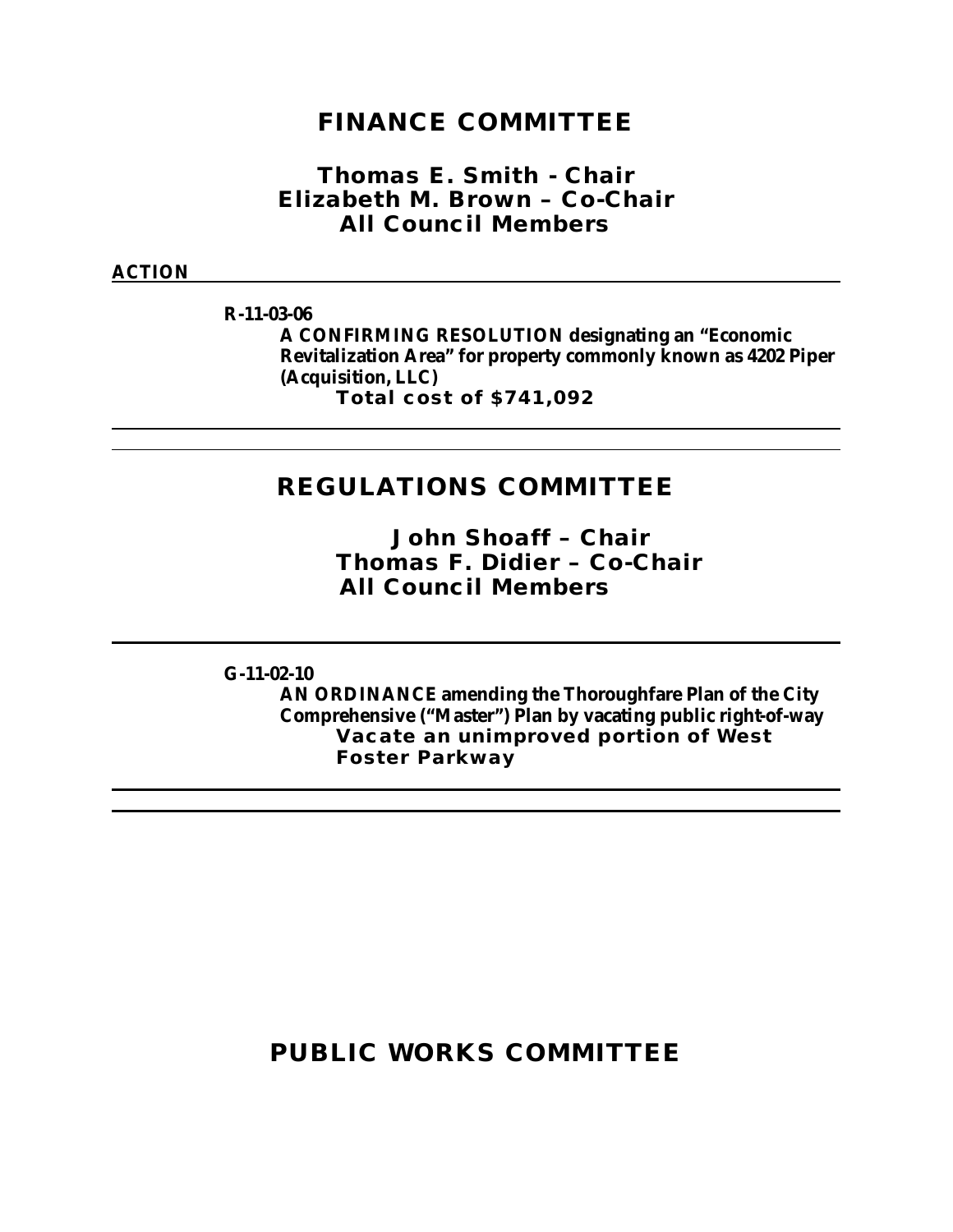# FINANCE COMMITTEE

**Thomas E. Smith - Chair**
**Elizabeth M. Brown – Co-Chair**
**All Council Members**

**ACTION**

**R-11-03-06**
**A CONFIRMING RESOLUTION designating an "Economic Revitalization Area" for property commonly known as 4202 Piper (Acquisition, LLC)**
**Total cost of $741,092**

---

# REGULATIONS COMMITTEE

**John Shoaff – Chair**
**Thomas F. Didier – Co-Chair**
**All Council Members**

---

**G-11-02-10**
**AN ORDINANCE amending the Thoroughfare Plan of the City Comprehensive ("Master") Plan by vacating public right-of-way**
**Vacate an unimproved portion of West Foster Parkway**

---

# PUBLIC WORKS COMMITTEE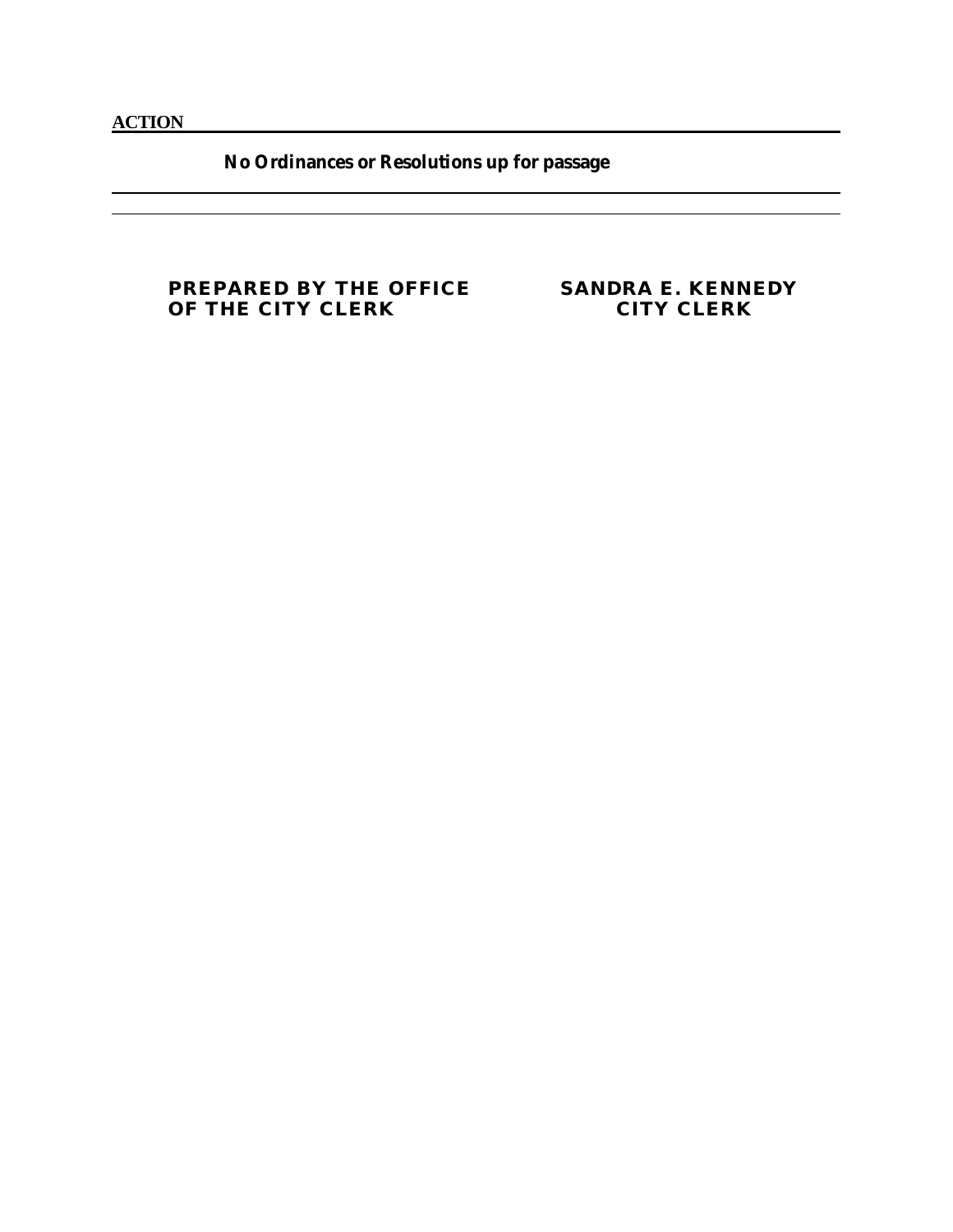**ACTION**

---

**No Ordinances or Resolutions up for passage**

---

**PREPARED BY THE OFFICE OF THE CITY CLERK**

**SANDRA E. KENNEDY**
**CITY CLERK**